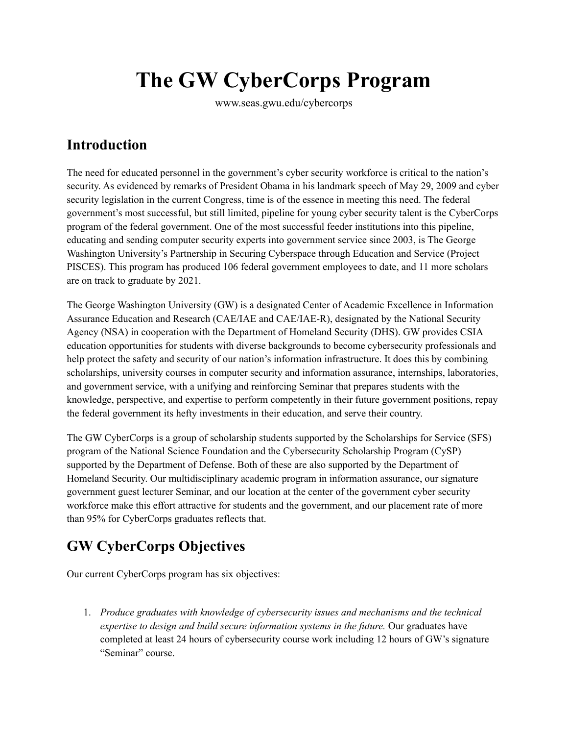# The GW CyberCorps Program

www.seas.gwu.edu/cybercorps

## Introduction

The need for educated personnel in the government's cyber security workforce is critical to the nation's security. As evidenced by remarks of President Obama in his landmark speech of May 29, 2009 and cyber security legislation in the current Congress, time is of the essence in meeting this need. The federal government's most successful, but still limited, pipeline for young cyber security talent is the CyberCorps program of the federal government. One of the most successful feeder institutions into this pipeline, educating and sending computer security experts into government service since 2003, is The George Washington University's Partnership in Securing Cyberspace through Education and Service (Project PISCES). This program has produced 106 federal government employees to date, and 11 more scholars are on track to graduate by 2021.

The George Washington University (GW) is a designated Center of Academic Excellence in Information Assurance Education and Research (CAE/IAE and CAE/IAE-R), designated by the National Security Agency (NSA) in cooperation with the Department of Homeland Security (DHS). GW provides CSIA education opportunities for students with diverse backgrounds to become cybersecurity professionals and help protect the safety and security of our nation's information infrastructure. It does this by combining scholarships, university courses in computer security and information assurance, internships, laboratories, and government service, with a unifying and reinforcing Seminar that prepares students with the knowledge, perspective, and expertise to perform competently in their future government positions, repay the federal government its hefty investments in their education, and serve their country.

The GW CyberCorps is a group of scholarship students supported by the Scholarships for Service (SFS) program of the National Science Foundation and the Cybersecurity Scholarship Program (CySP) supported by the Department of Defense. Both of these are also supported by the Department of Homeland Security. Our multidisciplinary academic program in information assurance, our signature government guest lecturer Seminar, and our location at the center of the government cyber security workforce make this effort attractive for students and the government, and our placement rate of more than 95% for CyberCorps graduates reflects that.

## GW CyberCorps Objectives

Our current CyberCorps program has six objectives:

1. *Produce graduates with knowledge of cybersecurity issues and mechanisms and the technical expertise to design and build secure information systems in the future.* Our graduates have completed at least 24 hours of cybersecurity course work including 12 hours of GW's signature "Seminar" course.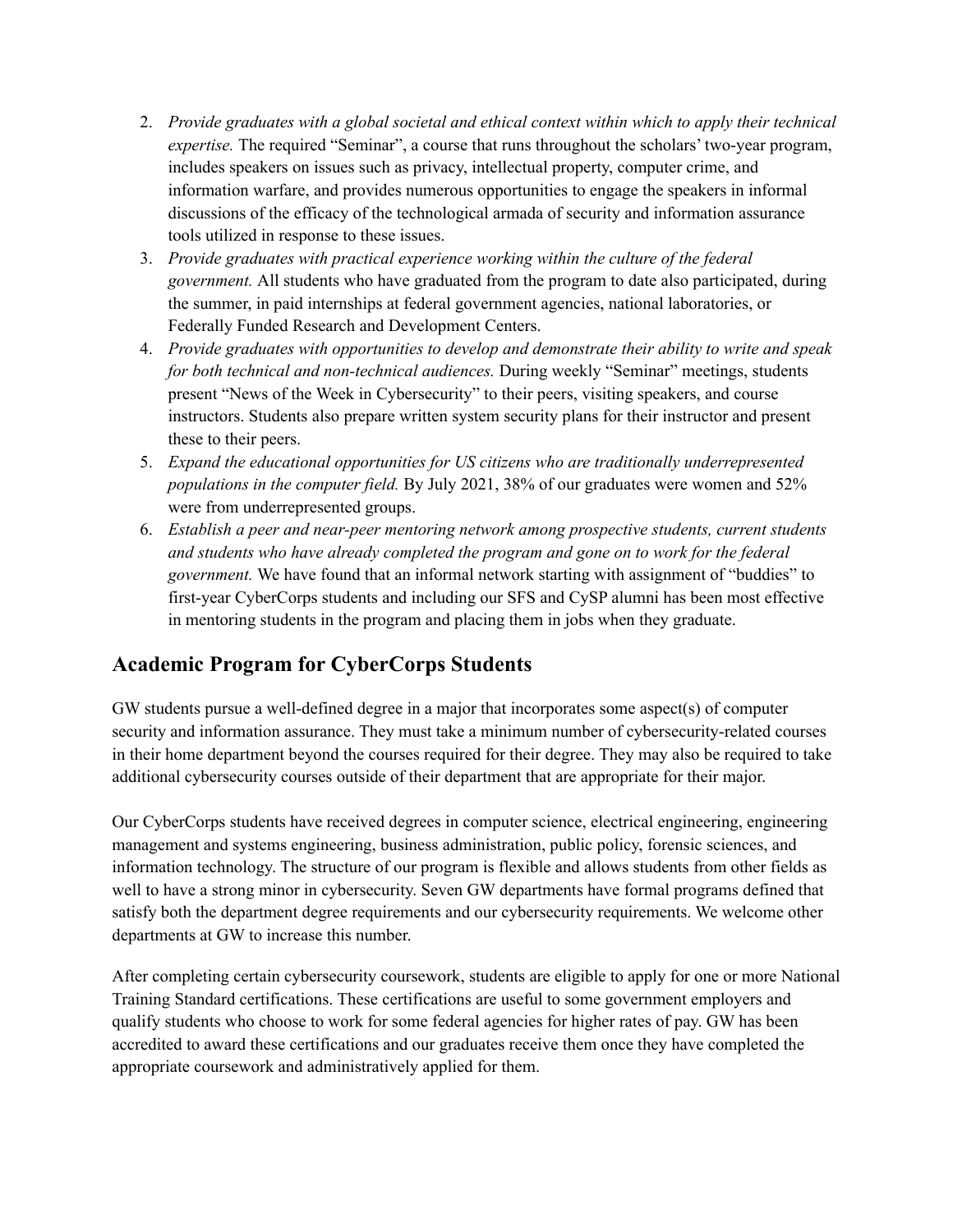2. *Provide graduates with a global societal and ethical context within which to apply their technical expertise.* The required "Seminar", a course that runs throughout the scholars' two-year program, includes speakers on issues such as privacy, intellectual property, computer crime, and information warfare, and provides numerous opportunities to engage the speakers in informal discussions of the efficacy of the technological armada of security and information assurance tools utilized in response to these issues.
3. *Provide graduates with practical experience working within the culture of the federal government.* All students who have graduated from the program to date also participated, during the summer, in paid internships at federal government agencies, national laboratories, or Federally Funded Research and Development Centers.
4. *Provide graduates with opportunities to develop and demonstrate their ability to write and speak for both technical and non-technical audiences.* During weekly "Seminar" meetings, students present "News of the Week in Cybersecurity" to their peers, visiting speakers, and course instructors. Students also prepare written system security plans for their instructor and present these to their peers.
5. *Expand the educational opportunities for US citizens who are traditionally underrepresented populations in the computer field.* By July 2021, 38% of our graduates were women and 52% were from underrepresented groups.
6. *Establish a peer and near-peer mentoring network among prospective students, current students and students who have already completed the program and gone on to work for the federal government.* We have found that an informal network starting with assignment of "buddies" to first-year CyberCorps students and including our SFS and CySP alumni has been most effective in mentoring students in the program and placing them in jobs when they graduate.

## Academic Program for CyberCorps Students

GW students pursue a well-defined degree in a major that incorporates some aspect(s) of computer security and information assurance. They must take a minimum number of cybersecurity-related courses in their home department beyond the courses required for their degree. They may also be required to take additional cybersecurity courses outside of their department that are appropriate for their major.

Our CyberCorps students have received degrees in computer science, electrical engineering, engineering management and systems engineering, business administration, public policy, forensic sciences, and information technology. The structure of our program is flexible and allows students from other fields as well to have a strong minor in cybersecurity. Seven GW departments have formal programs defined that satisfy both the department degree requirements and our cybersecurity requirements. We welcome other departments at GW to increase this number.

After completing certain cybersecurity coursework, students are eligible to apply for one or more National Training Standard certifications. These certifications are useful to some government employers and qualify students who choose to work for some federal agencies for higher rates of pay. GW has been accredited to award these certifications and our graduates receive them once they have completed the appropriate coursework and administratively applied for them.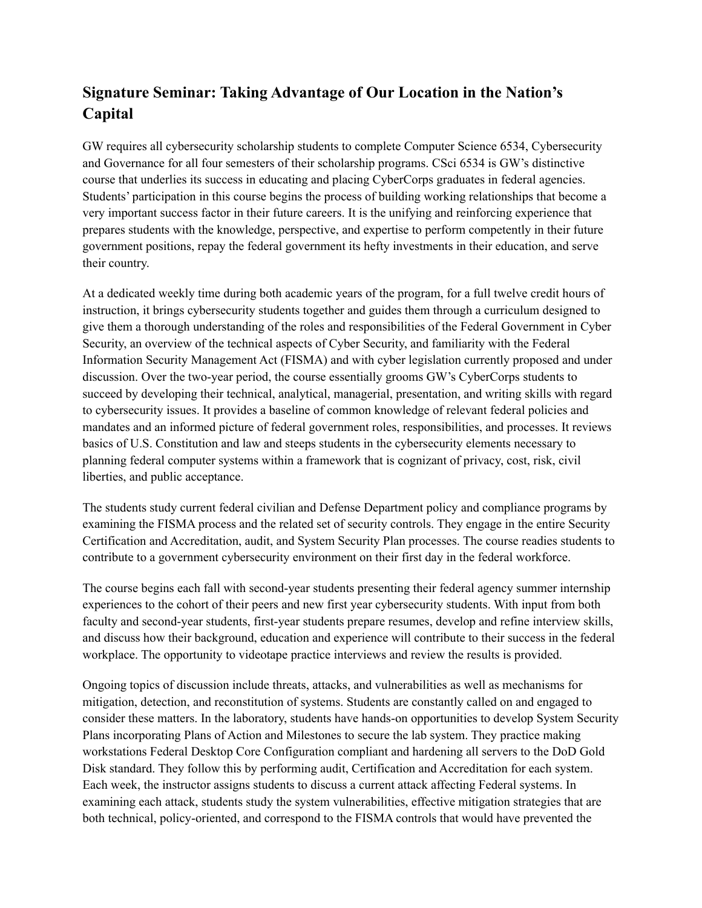## Signature Seminar: Taking Advantage of Our Location in the Nation's Capital

GW requires all cybersecurity scholarship students to complete Computer Science 6534, Cybersecurity and Governance for all four semesters of their scholarship programs. CSci 6534 is GW's distinctive course that underlies its success in educating and placing CyberCorps graduates in federal agencies. Students' participation in this course begins the process of building working relationships that become a very important success factor in their future careers. It is the unifying and reinforcing experience that prepares students with the knowledge, perspective, and expertise to perform competently in their future government positions, repay the federal government its hefty investments in their education, and serve their country.

At a dedicated weekly time during both academic years of the program, for a full twelve credit hours of instruction, it brings cybersecurity students together and guides them through a curriculum designed to give them a thorough understanding of the roles and responsibilities of the Federal Government in Cyber Security, an overview of the technical aspects of Cyber Security, and familiarity with the Federal Information Security Management Act (FISMA) and with cyber legislation currently proposed and under discussion. Over the two-year period, the course essentially grooms GW's CyberCorps students to succeed by developing their technical, analytical, managerial, presentation, and writing skills with regard to cybersecurity issues. It provides a baseline of common knowledge of relevant federal policies and mandates and an informed picture of federal government roles, responsibilities, and processes. It reviews basics of U.S. Constitution and law and steeps students in the cybersecurity elements necessary to planning federal computer systems within a framework that is cognizant of privacy, cost, risk, civil liberties, and public acceptance.

The students study current federal civilian and Defense Department policy and compliance programs by examining the FISMA process and the related set of security controls. They engage in the entire Security Certification and Accreditation, audit, and System Security Plan processes. The course readies students to contribute to a government cybersecurity environment on their first day in the federal workforce.

The course begins each fall with second-year students presenting their federal agency summer internship experiences to the cohort of their peers and new first year cybersecurity students. With input from both faculty and second-year students, first-year students prepare resumes, develop and refine interview skills, and discuss how their background, education and experience will contribute to their success in the federal workplace. The opportunity to videotape practice interviews and review the results is provided.

Ongoing topics of discussion include threats, attacks, and vulnerabilities as well as mechanisms for mitigation, detection, and reconstitution of systems. Students are constantly called on and engaged to consider these matters. In the laboratory, students have hands-on opportunities to develop System Security Plans incorporating Plans of Action and Milestones to secure the lab system. They practice making workstations Federal Desktop Core Configuration compliant and hardening all servers to the DoD Gold Disk standard. They follow this by performing audit, Certification and Accreditation for each system. Each week, the instructor assigns students to discuss a current attack affecting Federal systems. In examining each attack, students study the system vulnerabilities, effective mitigation strategies that are both technical, policy-oriented, and correspond to the FISMA controls that would have prevented the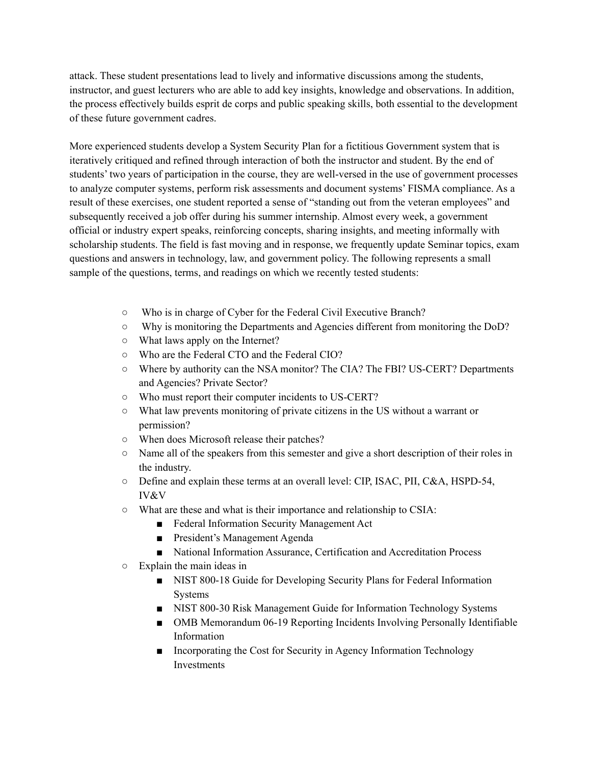attack. These student presentations lead to lively and informative discussions among the students, instructor, and guest lecturers who are able to add key insights, knowledge and observations. In addition, the process effectively builds esprit de corps and public speaking skills, both essential to the development of these future government cadres.

More experienced students develop a System Security Plan for a fictitious Government system that is iteratively critiqued and refined through interaction of both the instructor and student. By the end of students' two years of participation in the course, they are well-versed in the use of government processes to analyze computer systems, perform risk assessments and document systems' FISMA compliance. As a result of these exercises, one student reported a sense of "standing out from the veteran employees" and subsequently received a job offer during his summer internship. Almost every week, a government official or industry expert speaks, reinforcing concepts, sharing insights, and meeting informally with scholarship students. The field is fast moving and in response, we frequently update Seminar topics, exam questions and answers in technology, law, and government policy. The following represents a small sample of the questions, terms, and readings on which we recently tested students:

- Who is in charge of Cyber for the Federal Civil Executive Branch?
- Why is monitoring the Departments and Agencies different from monitoring the DoD?
- What laws apply on the Internet?
- Who are the Federal CTO and the Federal CIO?
- Where by authority can the NSA monitor? The CIA? The FBI? US-CERT? Departments and Agencies? Private Sector?
- Who must report their computer incidents to US-CERT?
- What law prevents monitoring of private citizens in the US without a warrant or permission?
- When does Microsoft release their patches?
- Name all of the speakers from this semester and give a short description of their roles in the industry.
- Define and explain these terms at an overall level: CIP, ISAC, PII, C&A, HSPD-54, IV&V
- What are these and what is their importance and relationship to CSIA:
  - Federal Information Security Management Act
  - President's Management Agenda
  - National Information Assurance, Certification and Accreditation Process
- Explain the main ideas in
  - NIST 800-18 Guide for Developing Security Plans for Federal Information Systems
  - NIST 800-30 Risk Management Guide for Information Technology Systems
  - OMB Memorandum 06-19 Reporting Incidents Involving Personally Identifiable Information
  - Incorporating the Cost for Security in Agency Information Technology Investments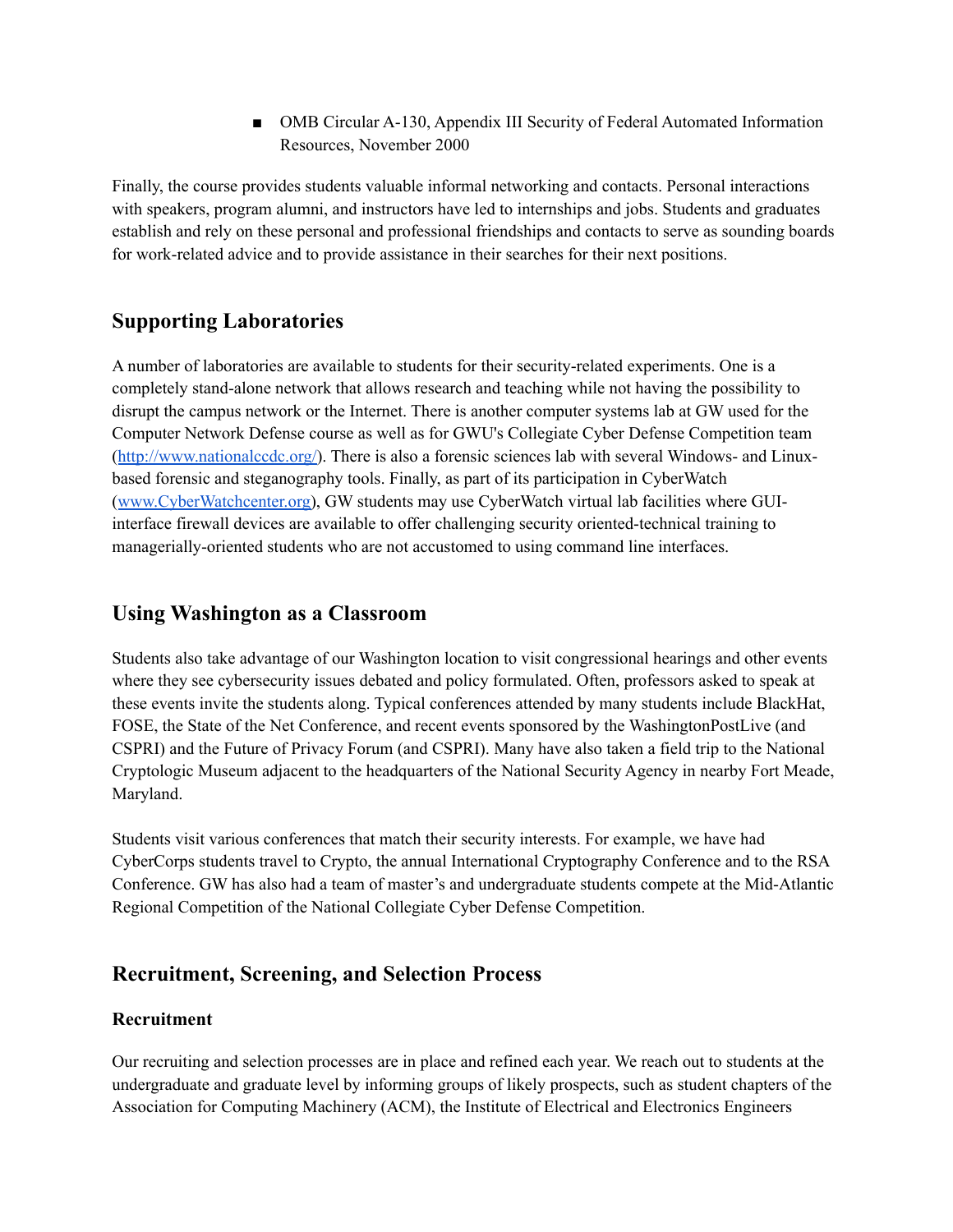- OMB Circular A-130, Appendix III Security of Federal Automated Information Resources, November 2000

Finally, the course provides students valuable informal networking and contacts. Personal interactions with speakers, program alumni, and instructors have led to internships and jobs. Students and graduates establish and rely on these personal and professional friendships and contacts to serve as sounding boards for work-related advice and to provide assistance in their searches for their next positions.

## Supporting Laboratories

A number of laboratories are available to students for their security-related experiments. One is a completely stand-alone network that allows research and teaching while not having the possibility to disrupt the campus network or the Internet. There is another computer systems lab at GW used for the Computer Network Defense course as well as for GWU's Collegiate Cyber Defense Competition team ([http://www.nationalccdc.org/](http://www.nationalccdc.org/)). There is also a forensic sciences lab with several Windows- and Linux-based forensic and steganography tools. Finally, as part of its participation in CyberWatch ([www.CyberWatchcenter.org](www.CyberWatchcenter.org)), GW students may use CyberWatch virtual lab facilities where GUI-interface firewall devices are available to offer challenging security oriented-technical training to managerially-oriented students who are not accustomed to using command line interfaces.

## Using Washington as a Classroom

Students also take advantage of our Washington location to visit congressional hearings and other events where they see cybersecurity issues debated and policy formulated. Often, professors asked to speak at these events invite the students along. Typical conferences attended by many students include BlackHat, FOSE, the State of the Net Conference, and recent events sponsored by the WashingtonPostLive (and CSPRI) and the Future of Privacy Forum (and CSPRI). Many have also taken a field trip to the National Cryptologic Museum adjacent to the headquarters of the National Security Agency in nearby Fort Meade, Maryland.

Students visit various conferences that match their security interests. For example, we have had CyberCorps students travel to Crypto, the annual International Cryptography Conference and to the RSA Conference. GW has also had a team of master's and undergraduate students compete at the Mid-Atlantic Regional Competition of the National Collegiate Cyber Defense Competition.

## Recruitment, Screening, and Selection Process

### Recruitment

Our recruiting and selection processes are in place and refined each year. We reach out to students at the undergraduate and graduate level by informing groups of likely prospects, such as student chapters of the Association for Computing Machinery (ACM), the Institute of Electrical and Electronics Engineers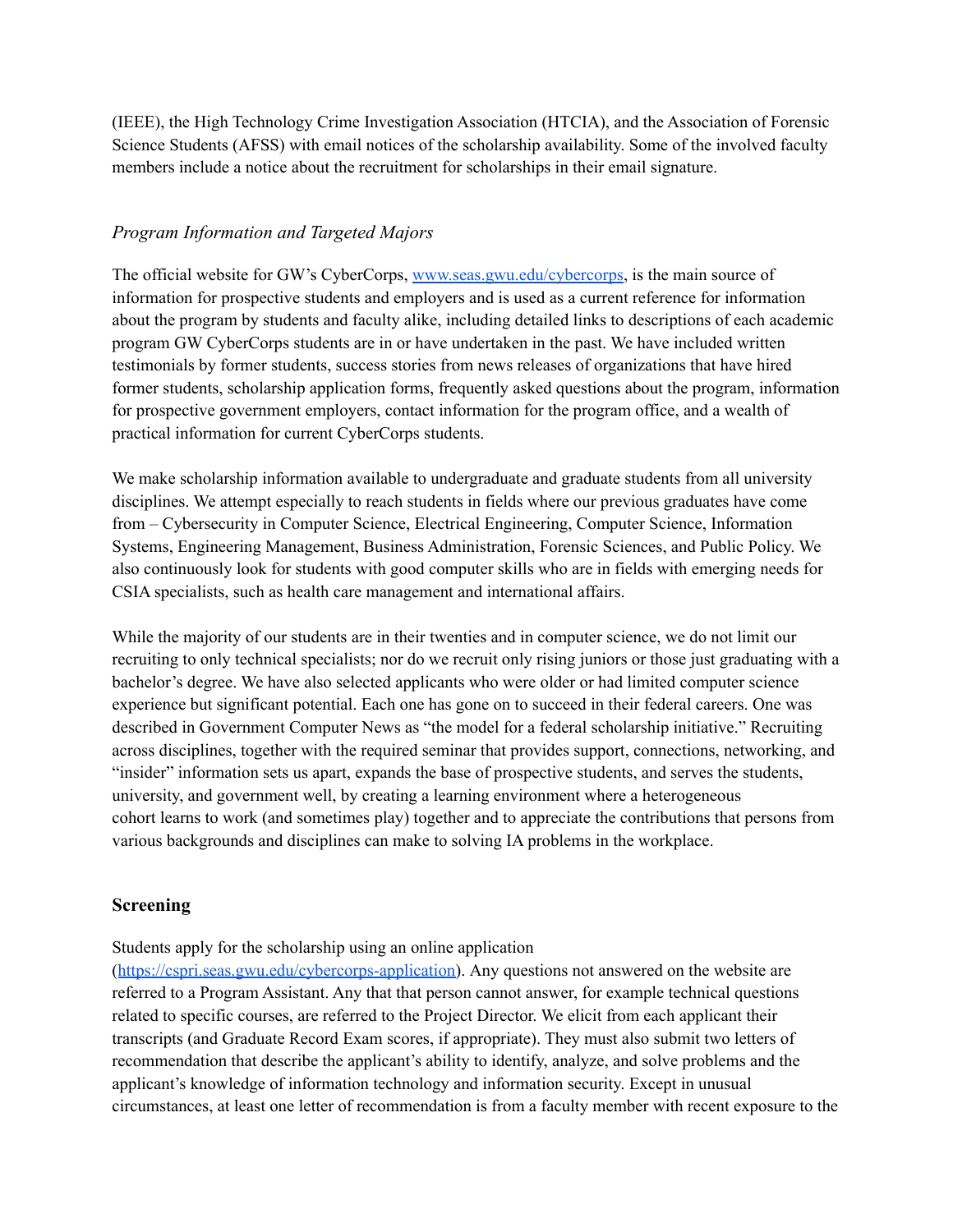(IEEE), the High Technology Crime Investigation Association (HTCIA), and the Association of Forensic Science Students (AFSS) with email notices of the scholarship availability. Some of the involved faculty members include a notice about the recruitment for scholarships in their email signature.

### *Program Information and Targeted Majors*

The official website for GW's CyberCorps, [www.seas.gwu.edu/cybercorps](www.seas.gwu.edu/cybercorps), is the main source of information for prospective students and employers and is used as a current reference for information about the program by students and faculty alike, including detailed links to descriptions of each academic program GW CyberCorps students are in or have undertaken in the past. We have included written testimonials by former students, success stories from news releases of organizations that have hired former students, scholarship application forms, frequently asked questions about the program, information for prospective government employers, contact information for the program office, and a wealth of practical information for current CyberCorps students.

We make scholarship information available to undergraduate and graduate students from all university disciplines. We attempt especially to reach students in fields where our previous graduates have come from – Cybersecurity in Computer Science, Electrical Engineering, Computer Science, Information Systems, Engineering Management, Business Administration, Forensic Sciences, and Public Policy. We also continuously look for students with good computer skills who are in fields with emerging needs for CSIA specialists, such as health care management and international affairs.

While the majority of our students are in their twenties and in computer science, we do not limit our recruiting to only technical specialists; nor do we recruit only rising juniors or those just graduating with a bachelor's degree. We have also selected applicants who were older or had limited computer science experience but significant potential. Each one has gone on to succeed in their federal careers. One was described in Government Computer News as "the model for a federal scholarship initiative." Recruiting across disciplines, together with the required seminar that provides support, connections, networking, and "insider" information sets us apart, expands the base of prospective students, and serves the students, university, and government well, by creating a learning environment where a heterogeneous cohort learns to work (and sometimes play) together and to appreciate the contributions that persons from various backgrounds and disciplines can make to solving IA problems in the workplace.

## Screening

Students apply for the scholarship using an online application ([https://cspri.seas.gwu.edu/cybercorps-application](https://cspri.seas.gwu.edu/cybercorps-application)). Any questions not answered on the website are referred to a Program Assistant. Any that that person cannot answer, for example technical questions related to specific courses, are referred to the Project Director. We elicit from each applicant their transcripts (and Graduate Record Exam scores, if appropriate). They must also submit two letters of recommendation that describe the applicant's ability to identify, analyze, and solve problems and the applicant's knowledge of information technology and information security. Except in unusual circumstances, at least one letter of recommendation is from a faculty member with recent exposure to the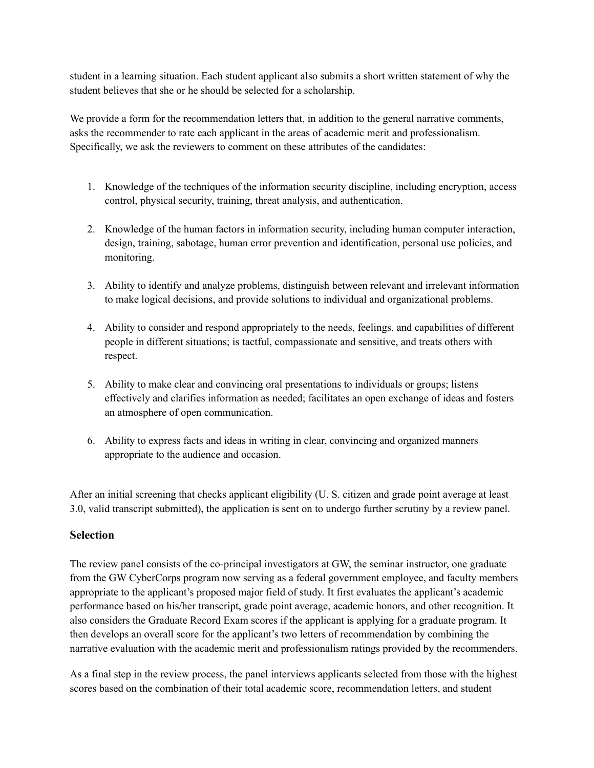student in a learning situation. Each student applicant also submits a short written statement of why the student believes that she or he should be selected for a scholarship.

We provide a form for the recommendation letters that, in addition to the general narrative comments, asks the recommender to rate each applicant in the areas of academic merit and professionalism. Specifically, we ask the reviewers to comment on these attributes of the candidates:

1. Knowledge of the techniques of the information security discipline, including encryption, access control, physical security, training, threat analysis, and authentication.

2. Knowledge of the human factors in information security, including human computer interaction, design, training, sabotage, human error prevention and identification, personal use policies, and monitoring.

3. Ability to identify and analyze problems, distinguish between relevant and irrelevant information to make logical decisions, and provide solutions to individual and organizational problems.

4. Ability to consider and respond appropriately to the needs, feelings, and capabilities of different people in different situations; is tactful, compassionate and sensitive, and treats others with respect.

5. Ability to make clear and convincing oral presentations to individuals or groups; listens effectively and clarifies information as needed; facilitates an open exchange of ideas and fosters an atmosphere of open communication.

6. Ability to express facts and ideas in writing in clear, convincing and organized manners appropriate to the audience and occasion.

After an initial screening that checks applicant eligibility (U. S. citizen and grade point average at least 3.0, valid transcript submitted), the application is sent on to undergo further scrutiny by a review panel.

## Selection

The review panel consists of the co-principal investigators at GW, the seminar instructor, one graduate from the GW CyberCorps program now serving as a federal government employee, and faculty members appropriate to the applicant's proposed major field of study. It first evaluates the applicant's academic performance based on his/her transcript, grade point average, academic honors, and other recognition. It also considers the Graduate Record Exam scores if the applicant is applying for a graduate program. It then develops an overall score for the applicant's two letters of recommendation by combining the narrative evaluation with the academic merit and professionalism ratings provided by the recommenders.

As a final step in the review process, the panel interviews applicants selected from those with the highest scores based on the combination of their total academic score, recommendation letters, and student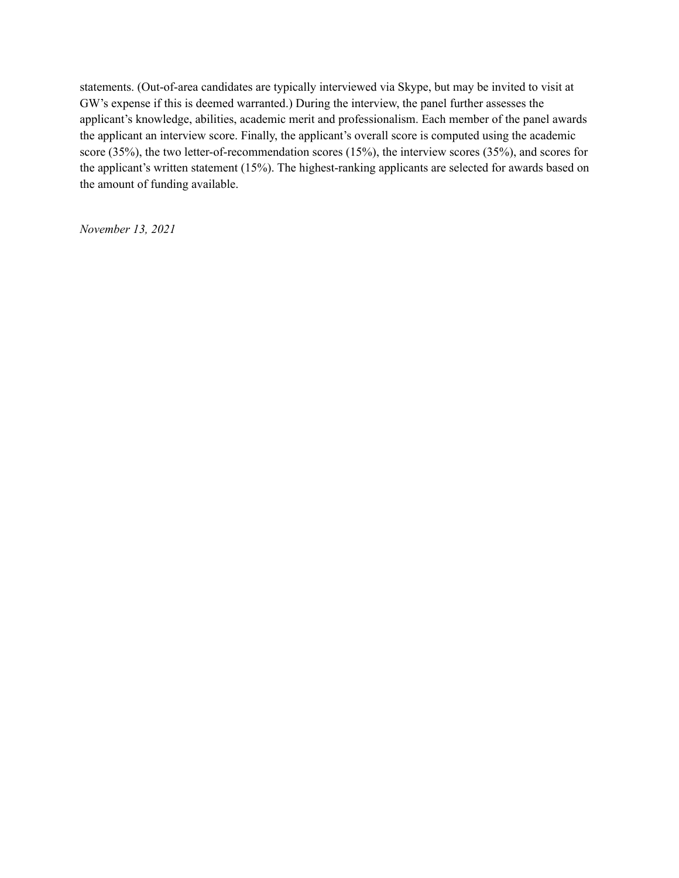statements. (Out-of-area candidates are typically interviewed via Skype, but may be invited to visit at GW's expense if this is deemed warranted.) During the interview, the panel further assesses the applicant's knowledge, abilities, academic merit and professionalism. Each member of the panel awards the applicant an interview score. Finally, the applicant's overall score is computed using the academic score (35%), the two letter-of-recommendation scores (15%), the interview scores (35%), and scores for the applicant's written statement (15%). The highest-ranking applicants are selected for awards based on the amount of funding available.

*November 13, 2021*